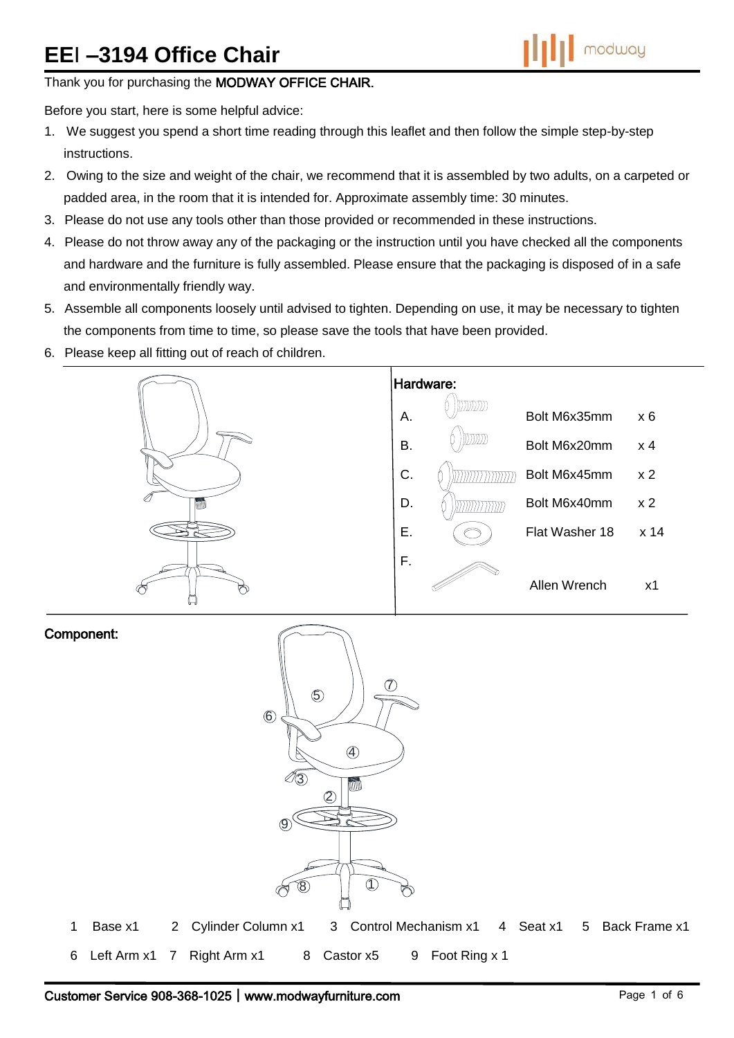# EEI –3194 Office Chair

Thank you for purchasing the **MODWAY OFFICE CHAIR.**

Before you start, here is some helpful advice:

1. We suggest you spend a short time reading through this leaflet and then follow the simple step-by-step instructions.
2. Owing to the size and weight of the chair, we recommend that it is assembled by two adults, on a carpeted or padded area, in the room that it is intended for. Approximate assembly time: 30 minutes.
3. Please do not use any tools other than those provided or recommended in these instructions.
4. Please do not throw away any of the packaging or the instruction until you have checked all the components and hardware and the furniture is fully assembled. Please ensure that the packaging is disposed of in a safe and environmentally friendly way.
5. Assemble all components loosely until advised to tighten. Depending on use, it may be necessary to tighten the components from time to time, so please save the tools that have been provided.
6. Please keep all fitting out of reach of children.

**Hardware:**

| | Description | Qty |
|---|---|---|
| A. | Bolt M6x35mm | x 6 |
| B. | Bolt M6x20mm | x 4 |
| C. | Bolt M6x45mm | x 2 |
| D. | Bolt M6x40mm | x 2 |
| E. | Flat Washer 18 | x 14 |
| F. | Allen Wrench | x1 |

**Component:**

1 Base x1 &nbsp; 2 Cylinder Column x1 &nbsp; 3 Control Mechanism x1 &nbsp; 4 Seat x1 &nbsp; 5 Back Frame x1

6 Left Arm x1 &nbsp; 7 Right Arm x1 &nbsp; 8 Castor x5 &nbsp; 9 Foot Ring x 1

**Customer Service 908-368-1025 | www.modwayfurniture.com**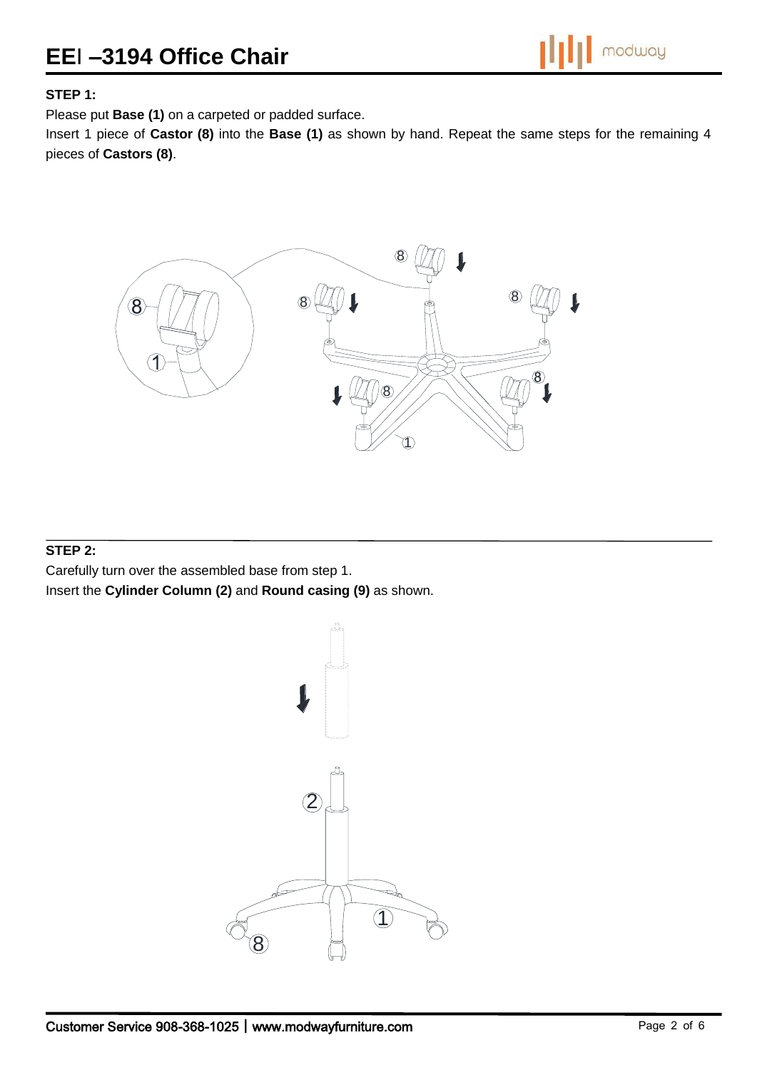**STEP 1:**

Please put **Base (1)** on a carpeted or padded surface.

Insert 1 piece of **Castor (8)** into the **Base (1)** as shown by hand. Repeat the same steps for the remaining 4 pieces of **Castors (8)**.

**STEP 2:**

Carefully turn over the assembled base from step 1.

Insert the **Cylinder Column (2)** and **Round casing (9)** as shown.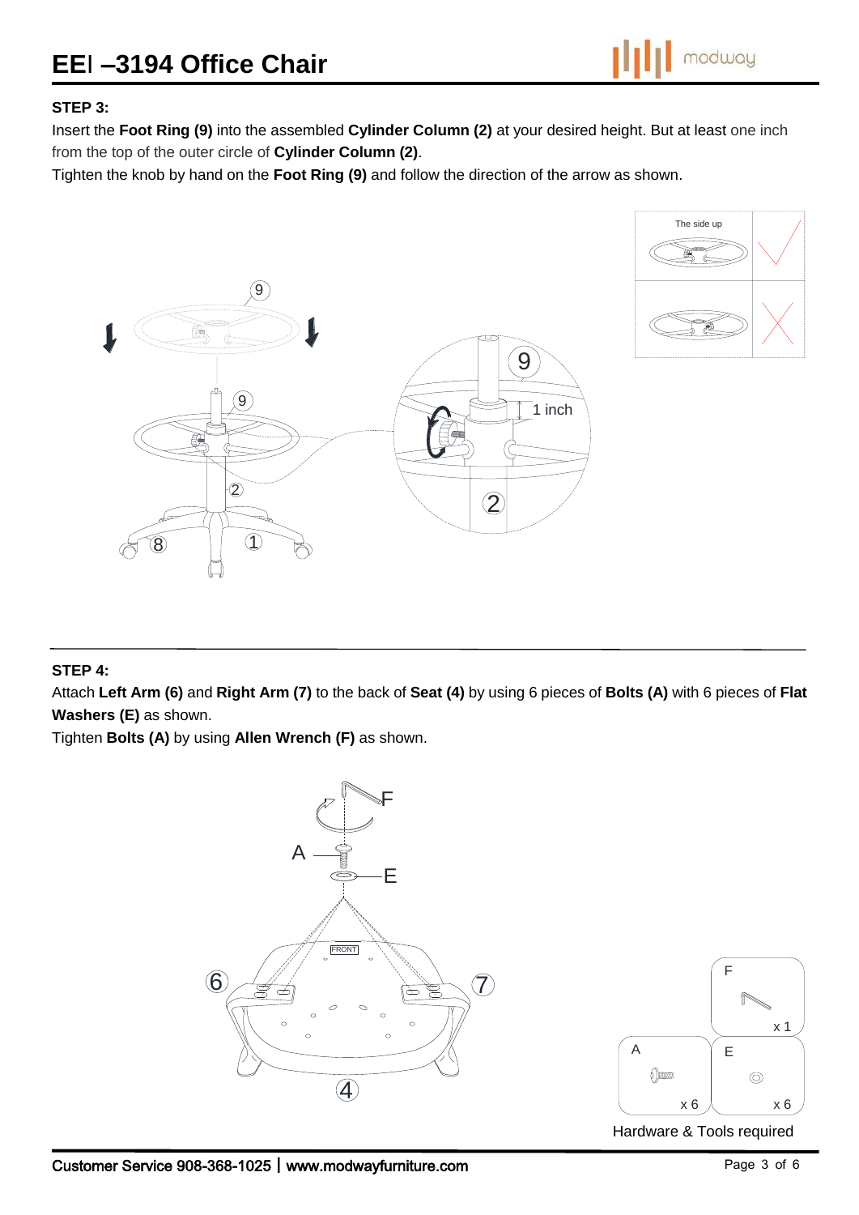### STEP 3:

Insert the **Foot Ring (9)** into the assembled **Cylinder Column (2)** at your desired height. But at least one inch from the top of the outer circle of **Cylinder Column (2)**.

Tighten the knob by hand on the **Foot Ring (9)** and follow the direction of the arrow as shown.

The side up

1 inch

### STEP 4:

Attach **Left Arm (6)** and **Right Arm (7)** to the back of **Seat (4)** by using 6 pieces of **Bolts (A)** with 6 pieces of **Flat Washers (E)** as shown.

Tighten **Bolts (A)** by using **Allen Wrench (F)** as shown.

FRONT

| F | |
|---|---|
| x 1 | |

| A | E |
|---|---|
| x 6 | x 6 |

Hardware & Tools required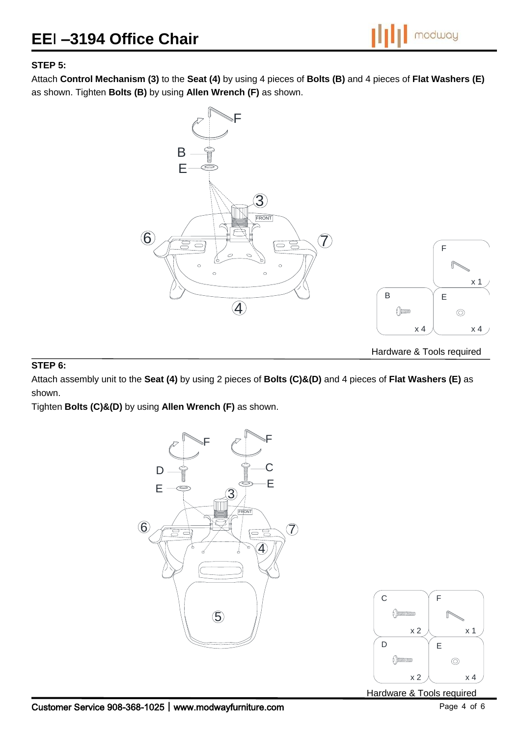### STEP 5:

Attach **Control Mechanism (3)** to the **Seat (4)** by using 4 pieces of **Bolts (B)** and 4 pieces of **Flat Washers (E)** as shown. Tighten **Bolts (B)** by using **Allen Wrench (F)** as shown.

| Part | Quantity |
| --- | --- |
| F | x 1 |
| B | x 4 |
| E | x 4 |

Hardware & Tools required

### STEP 6:

Attach assembly unit to the **Seat (4)** by using 2 pieces of **Bolts (C)&(D)** and 4 pieces of **Flat Washers (E)** as shown.

Tighten **Bolts (C)&(D)** by using **Allen Wrench (F)** as shown.

| Part | Quantity |
| --- | --- |
| C | x 2 |
| F | x 1 |
| D | x 2 |
| E | x 4 |

Hardware & Tools required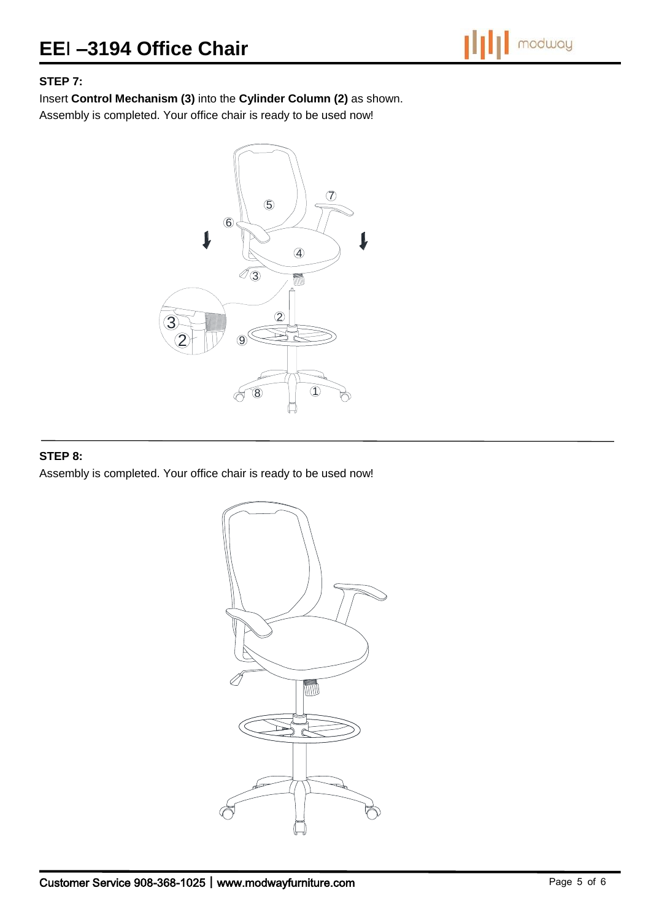## STEP 7:

Insert **Control Mechanism (3)** into the **Cylinder Column (2)** as shown.
Assembly is completed. Your office chair is ready to be used now!

## STEP 8:

Assembly is completed. Your office chair is ready to be used now!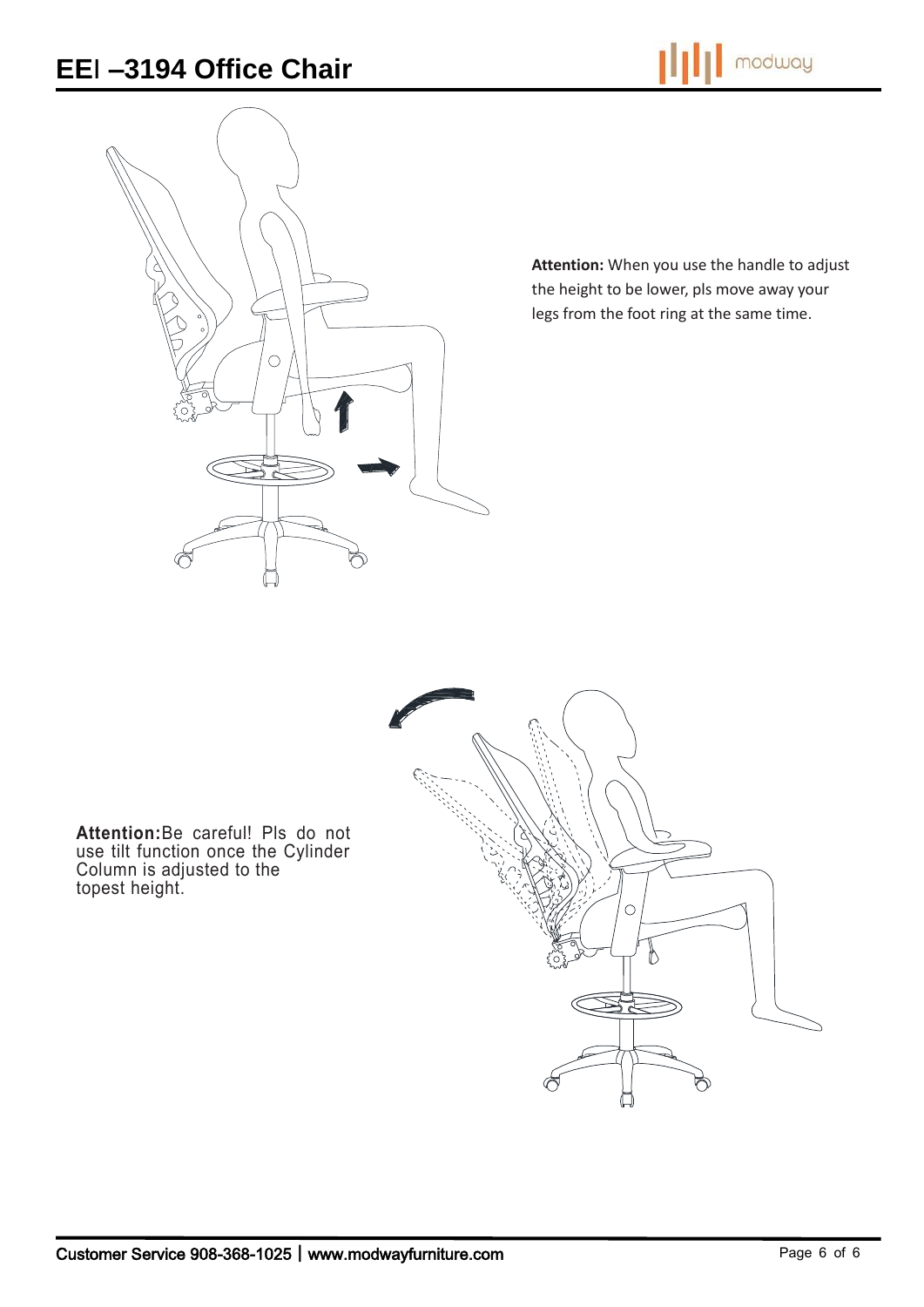# EEI –3194 Office Chair

**Attention:** When you use the handle to adjust the height to be lower, pls move away your legs from the foot ring at the same time.

**Attention:** Be careful! Pls do not use tilt function once the Cylinder Column is adjusted to the topest height.